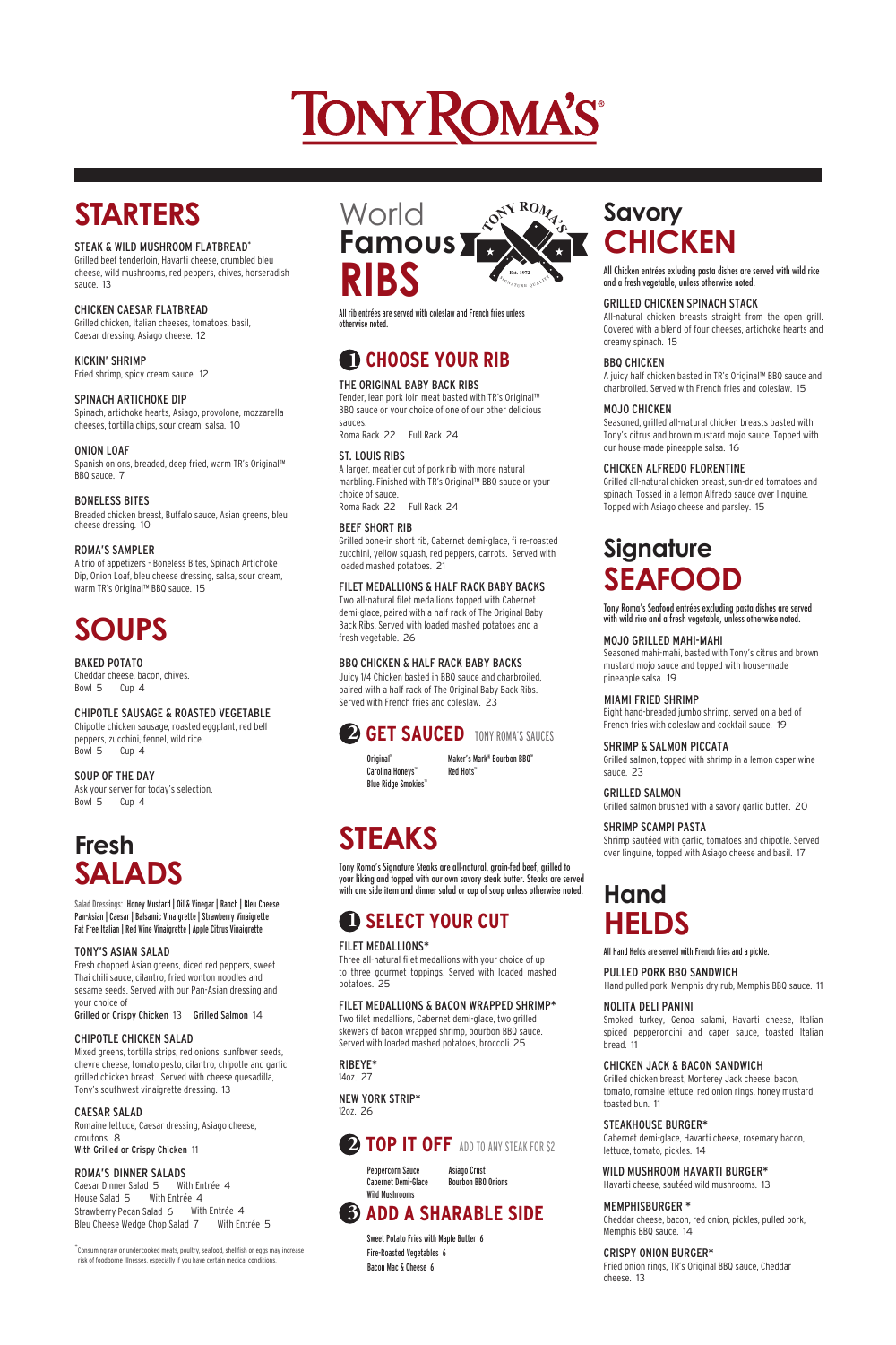# TONY ROMA'S®

## STARTERS

**STEAK & WILD MUSHROOM FLATBREAD***
Grilled beef tenderloin, Havarti cheese, crumbled bleu cheese, wild mushrooms, red peppers, chives, horseradish sauce. 13

**CHICKEN CAESAR FLATBREAD**
Grilled chicken, Italian cheeses, tomatoes, basil, Caesar dressing, Asiago cheese. 12

**KICKIN' SHRIMP**
Fried shrimp, spicy cream sauce. 12

**SPINACH ARTICHOKE DIP**
Spinach, artichoke hearts, Asiago, provolone, mozzarella cheeses, tortilla chips, sour cream, salsa. 10

**ONION LOAF**
Spanish onions, breaded, deep fried, warm TR's Original™ BBQ sauce. 7

**BONELESS BITES**
Breaded chicken breast, Buffalo sauce, Asian greens, bleu cheese dressing. 10

**ROMA'S SAMPLER**
A trio of appetizers - Boneless Bites, Spinach Artichoke Dip, Onion Loaf, bleu cheese dressing, salsa, sour cream, warm TR's Original™ BBQ sauce. 15

## SOUPS

**BAKED POTATO**
Cheddar cheese, bacon, chives.
Bowl 5 Cup 4

**CHIPOTLE SAUSAGE & ROASTED VEGETABLE**
Chipotle chicken sausage, roasted eggplant, red bell peppers, zucchini, fennel, wild rice.
Bowl 5 Cup 4

**SOUP OF THE DAY**
Ask your server for today's selection.
Bowl 5 Cup 4

## Fresh SALADS

Salad Dressings: **Honey Mustard | Oil & Vinegar | Ranch | Bleu Cheese Pan-Asian | Caesar | Balsamic Vinaigrette | Strawberry Vinaigrette Fat Free Italian | Red Wine Vinaigrette | Apple Citrus Vinaigrette**

**TONY'S ASIAN SALAD**
Fresh chopped Asian greens, diced red peppers, sweet Thai chili sauce, cilantro, fried wonton noodles and sesame seeds. Served with our Pan-Asian dressing and your choice of
**Grilled or Crispy Chicken** 13 **Grilled Salmon** 14

**CHIPOTLE CHICKEN SALAD**
Mixed greens, tortilla strips, red onions, sunflower seeds, chevre cheese, tomato pesto, cilantro, chipotle and garlic grilled chicken breast. Served with cheese quesadilla, Tony's southwest vinaigrette dressing. 13

**CAESAR SALAD**
Romaine lettuce, Caesar dressing, Asiago cheese, croutons. 8
**With Grilled or Crispy Chicken** 11

**ROMA'S DINNER SALADS**
Caesar Dinner Salad 5 With Entrée 4
House Salad 5 With Entrée 4
Strawberry Pecan Salad 6 With Entrée 4
Bleu Cheese Wedge Chop Salad 7 With Entrée 5

*Consuming raw or undercooked meats, poultry, seafood, shellfish or eggs may increase risk of foodborne illnesses, especially if you have certain medical conditions.

## World Famous RIBS

Tony Roma's Est. 1972 Signature Quality

All rib entrées are served with coleslaw and French fries unless otherwise noted.

### 1 CHOOSE YOUR RIB

**THE ORIGINAL BABY BACK RIBS**
Tender, lean pork loin meat basted with TR's Original™ BBQ sauce or your choice of one of our other delicious sauces.
Roma Rack 22 Full Rack 24

**ST. LOUIS RIBS**
A larger, meatier cut of pork rib with more natural marbling. Finished with TR's Original™ BBQ sauce or your choice of sauce.
Roma Rack 22 Full Rack 24

**BEEF SHORT RIB**
Grilled bone-in short rib, Cabernet demi-glace, fire-roasted zucchini, yellow squash, red peppers, carrots. Served with loaded mashed potatoes. 21

**FILET MEDALLIONS & HALF RACK BABY BACKS**
Two all-natural filet medallions topped with Cabernet demi-glace, paired with a half rack of The Original Baby Back Ribs. Served with loaded mashed potatoes and a fresh vegetable. 26

**BBQ CHICKEN & HALF RACK BABY BACKS**
Juicy 1/4 Chicken basted in BBQ sauce and charbroiled, paired with a half rack of The Original Baby Back Ribs. Served with French fries and coleslaw. 23

### 2 GET SAUCED — TONY ROMA'S SAUCES

- Original™
- Carolina Honeys™
- Blue Ridge Smokies™
- Maker's Mark® Bourbon BBQ™
- Red Hots™

## STEAKS

Tony Roma's Signature Steaks are all-natural, grain-fed beef, grilled to your liking and topped with our own savory steak butter. Steaks are served with one side item and dinner salad or cup of soup unless otherwise noted.

### 1 SELECT YOUR CUT

**FILET MEDALLIONS***
Three all-natural filet medallions with your choice of up to three gourmet toppings. Served with loaded mashed potatoes. 25

**FILET MEDALLIONS & BACON WRAPPED SHRIMP***
Two filet medallions, Cabernet demi-glace, two grilled skewers of bacon wrapped shrimp, bourbon BBQ sauce. Served with loaded mashed potatoes, broccoli. 25

**RIBEYE***
14oz. 27

**NEW YORK STRIP***
12oz. 26

### 2 TOP IT OFF — ADD TO ANY STEAK FOR $2

- Peppercorn Sauce
- Cabernet Demi-Glace
- Wild Mushrooms
- Asiago Crust
- Bourbon BBQ Onions

### 3 ADD A SHARABLE SIDE

- Sweet Potato Fries with Maple Butter 6
- Fire-Roasted Vegetables 6
- Bacon Mac & Cheese 6

## Savory CHICKEN

All Chicken entrées exluding pasta dishes are served with wild rice and a fresh vegetable, unless otherwise noted.

**GRILLED CHICKEN SPINACH STACK**
All-natural chicken breasts straight from the open grill. Covered with a blend of four cheeses, artichoke hearts and creamy spinach. 15

**BBQ CHICKEN**
A juicy half chicken basted in TR's Original™ BBQ sauce and charbroiled. Served with French fries and coleslaw. 15

**MOJO CHICKEN**
Seasoned, grilled all-natural chicken breasts basted with Tony's citrus and brown mustard mojo sauce. Topped with our house-made pineapple salsa. 16

**CHICKEN ALFREDO FLORENTINE**
Grilled all-natural chicken breast, sun-dried tomatoes and spinach. Tossed in a lemon Alfredo sauce over linguine. Topped with Asiago cheese and parsley. 15

## Signature SEAFOOD

Tony Roma's Seafood entrées excluding pasta dishes are served with wild rice and a fresh vegetable, unless otherwise noted.

**MOJO GRILLED MAHI-MAHI**
Seasoned mahi-mahi, basted with Tony's citrus and brown mustard mojo sauce and topped with house-made pineapple salsa. 19

**MIAMI FRIED SHRIMP**
Eight hand-breaded jumbo shrimp, served on a bed of French fries with coleslaw and cocktail sauce. 19

**SHRIMP & SALMON PICCATA**
Grilled salmon, topped with shrimp in a lemon caper wine sauce. 23

**GRILLED SALMON**
Grilled salmon brushed with a savory garlic butter. 20

**SHRIMP SCAMPI PASTA**
Shrimp sautéed with garlic, tomatoes and chipotle. Served over linguine, topped with Asiago cheese and basil. 17

## Hand HELDS

All Hand Helds are served with French fries and a pickle.

**PULLED PORK BBQ SANDWICH**
Hand pulled pork, Memphis dry rub, Memphis BBQ sauce. 11

**NOLITA DELI PANINI**
Smoked turkey, Genoa salami, Havarti cheese, Italian spiced pepperoncini and caper sauce, toasted Italian bread. 11

**CHICKEN JACK & BACON SANDWICH**
Grilled chicken breast, Monterey Jack cheese, bacon, tomato, romaine lettuce, red onion rings, honey mustard, toasted bun. 11

**STEAKHOUSE BURGER***
Cabernet demi-glace, Havarti cheese, rosemary bacon, lettuce, tomato, pickles. 14

**WILD MUSHROOM HAVARTI BURGER***
Havarti cheese, sautéed wild mushrooms. 13

**MEMPHISBURGER ***
Cheddar cheese, bacon, red onion, pickles, pulled pork, Memphis BBQ sauce. 14

**CRISPY ONION BURGER***
Fried onion rings, TR's Original BBQ sauce, Cheddar cheese. 13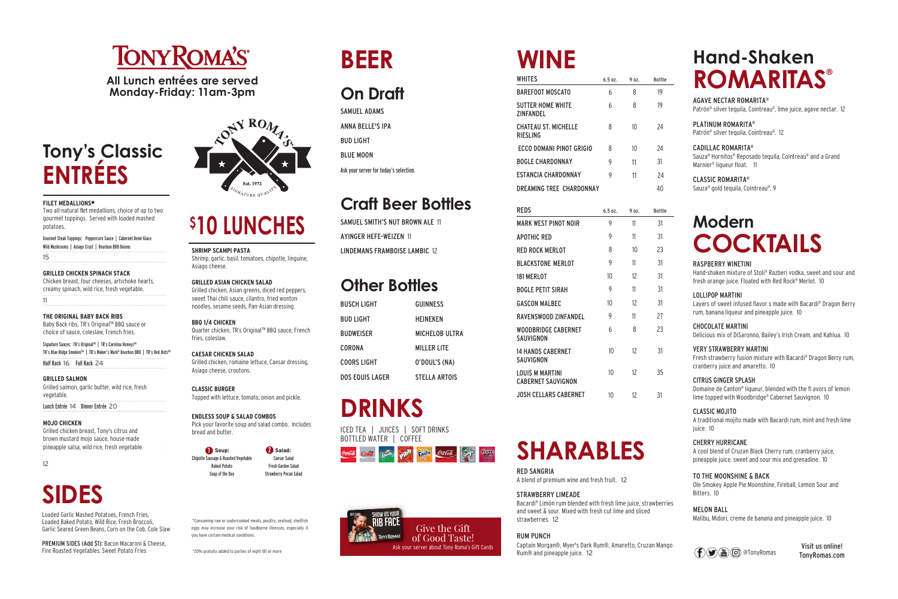# TONY ROMA'S

**All Lunch entrées are served Monday-Friday: 11am-3pm**

## Tony's Classic ENTRÉES

**FILET MEDALLIONS***
Two all-natural filet medallions, choice of up to two gourmet toppings. Served with loaded mashed potatoes.

Gourmet Steak Toppings: Peppercorn Sauce | Cabernet Demi-Glace
Wild Mushrooms | Asiago Crust | Bourbon BBQ Onions

15

**GRILLED CHICKEN SPINACH STACK**
Chicken breast, four cheeses, artichoke hearts, creamy spinach, wild rice, fresh vegetable.

11

**THE ORIGINAL BABY BACK RIBS**
Baby Back ribs, TR's Original™ BBQ sauce or choice of sauce, coleslaw, French fries.

Signature Sauces: TR's Original™ | TR's Carolina Honeys™
TR's Blue Ridge Smokies™ | TR's Maker's Mark® Bourbon BBQ | TR's Red Hots™

Half Rack 16 Full Rack 24

**GRILLED SALMON**
Grilled salmon, garlic butter, wild rice, fresh vegetable.

Lunch Entrée 14 Dinner Entrée 20

**MOJO CHICKEN**
Grilled chicken breast, Tony's citrus and brown mustard mojo sauce, house-made pineapple salsa, wild rice, fresh vegetable.

12

## SIDES

Loaded Garlic Mashed Potatoes, French Fries, Loaded Baked Potato, Wild Rice, Fresh Broccoli, Garlic Seared Green Beans, Corn on the Cob, Cole Slaw

**PREMIUM SIDES (Add $1):** Bacon Macaroni & Cheese, Fire Roasted Vegetables, Sweet Potato Fries

Tony Roma's Est. 1972 Signature Quality

## $10 LUNCHES

**SHRIMP SCAMPI PASTA**
Shrimp, garlic, basil, tomatoes, chipotle, linguine, Asiago cheese.

**GRILLED ASIAN CHICKEN SALAD**
Grilled chicken, Asian greens, diced red peppers, sweet Thai chili sauce, cilantro, fried wonton noodles, sesame seeds, Pan-Asian dressing.

**BBQ 1/4 CHICKEN**
Quarter chicken, TR's Original™ BBQ sauce, French fries, coleslaw.

**CAESAR CHICKEN SALAD**
Grilled chicken, romaine lettuce, Caesar dressing, Asiago cheese, croutons.

**CLASSIC BURGER**
Topped with lettuce, tomato, onion and pickle.

**ENDLESS SOUP & SALAD COMBOS**
Pick your favorite soup and salad combo. Includes bread and butter.

| 1 Soup: | 2 Salad: |
|---|---|
| Chipotle Sausage & Roasted Vegetable | Caesar Salad |
| Baked Potato | Fresh Garden Salad |
| Soup of the Day | Strawberry Pecan Salad |

*Consuming raw or undercooked meats, poultry, seafood, shellfish eggs may increase your risk of foodborne illnesses, especially if you have certain medical conditions.

*20% gratuity added to parties of eight (8) or more

# BEER

## On Draft

SAMUEL ADAMS
ANNA BELLE'S IPA
BUD LIGHT
BLUE MOON

Ask your server for today's selection.

## Craft Beer Bottles

SAMUEL SMITH'S NUT BROWN ALE 11
AYINGER HEFE-WEIZEN 11
LINDEMANS FRAMBOISE LAMBIC 12

## Other Bottles

| | |
|---|---|
| BUSCH LIGHT | GUINNESS |
| BUD LIGHT | HEINEKEN |
| BUDWEISER | MICHELOB ULTRA |
| CORONA | MILLER LITE |
| COORS LIGHT | O'DOUL'S (NA) |
| DOS EQUIS LAGER | STELLA ARTOIS |

# DRINKS

ICED TEA | JUICES | SOFT DRINKS
BOTTLED WATER | COFFEE

SHOW US YOUR RIB FACE

Give the Gift of Good Taste!
Ask your server about Tony Roma's Gift Cards

# WINE

| WHITES | 6.5 oz. | 9 oz. | Bottle |
|---|---|---|---|
| BAREFOOT MOSCATO | 6 | 8 | 19 |
| SUTTER HOME WHITE ZINFANDEL | 6 | 8 | 19 |
| CHATEAU ST. MICHELLE RIESLING | 8 | 10 | 24 |
| ECCO DOMANI PINOT GRIGIO | 8 | 10 | 24 |
| BOGLE CHARDONNAY | 9 | 11 | 31 |
| ESTANCIA CHARDONNAY | 9 | 11 | 24 |
| DREAMING TREE CHARDONNAY | | | 40 |

| REDS | 6.5 oz. | 9 oz. | Bottle |
|---|---|---|---|
| MARK WEST PINOT NOIR | 9 | 11 | 31 |
| APOTHIC RED | 9 | 11 | 31 |
| RED ROCK MERLOT | 8 | 10 | 23 |
| BLACKSTONE MERLOT | 9 | 11 | 31 |
| 181 MERLOT | 10 | 12 | 31 |
| BOGLE PETIT SIRAH | 9 | 11 | 31 |
| GASCON MALBEC | 10 | 12 | 31 |
| RAVENSWOOD ZINFANDEL | 9 | 11 | 27 |
| WOODBRIDGE CABERNET SAUVIGNON | 6 | 8 | 23 |
| 14 HANDS CABERNET SAUVIGNON | 10 | 12 | 31 |
| LOUIS M MARTINI CABERNET SAUVIGNON | 10 | 12 | 35 |
| JOSH CELLARS CABERNET | 10 | 12 | 31 |

# SHARABLES

**RED SANGRIA**
A blend of premium wine and fresh fruit. 12

**STRAWBERRY LIMEADE**
Bacardi® Limón rum blended with fresh lime juice, strawberries and sweet & sour. Mixed with fresh cut lime and sliced strawberries. 12

**RUM PUNCH**
Captain Morgan®, Myer's Dark Rum®, Amaretto, Cruzan Mango Rum® and pineapple juice. 12

# Hand-Shaken ROMARITAS®

**AGAVE NECTAR ROMARITA®**
Patrón® silver tequila, Cointreau®, lime juice, agave nectar. 12

**PLATINUM ROMARITA®**
Patrón® silver tequila, Cointreau®. 12

**CADILLAC ROMARITA®**
Sauza® Hornitos® Reposado tequila, Cointreau® and a Grand Marnier® liqueur float. 11

**CLASSIC ROMARITA®**
Sauza® gold tequila, Cointreau®. 9

# Modern COCKTAILS

**RASPBERRY WINETINI**
Hand-shaken mixture of Stoli® Razberi vodka, sweet and sour and fresh orange juice. Floated with Red Rock® Merlot. 10

**LOLLIPOP MARTINI**
Layers of sweet infused flavor s made with Bacardi® Dragon Berry rum, banana liqueur and pineapple juice. 10

**CHOCOLATE MARTINI**
Delicious mix of DiSaronno, Bailey's Irish Cream, and Kahlua. 10

**VERY STRAWBERRY MARTINI**
Fresh strawberry fusion mixture with Bacardi® Dragon Berry rum, cranberry juice and amaretto. 10

**CITRUS GINGER SPLASH**
Domaine de Canton® liqueur, blended with the fl avors of lemon lime topped with Woodbridge® Cabernet Sauvignon. 10

**CLASSIC MOJITO**
A traditional mojito made with Bacardi rum, mint and fresh lime juice. 10

**CHERRY HURRICANE**
A cool blend of Cruzan Black Cherry rum, cranberry juice, pineapple juice, sweet and sour mix and grenadine. 10

**TO THE MOONSHINE & BACK**
Ole Smokey Apple Pie Moonshine, Fireball, Lemon Sour and Bitters. 10

**MELON BALL**
Malibu, Midori, creme de banana and pineapple juice. 10

@TonyRomas

**Visit us online! TonyRomas.com**